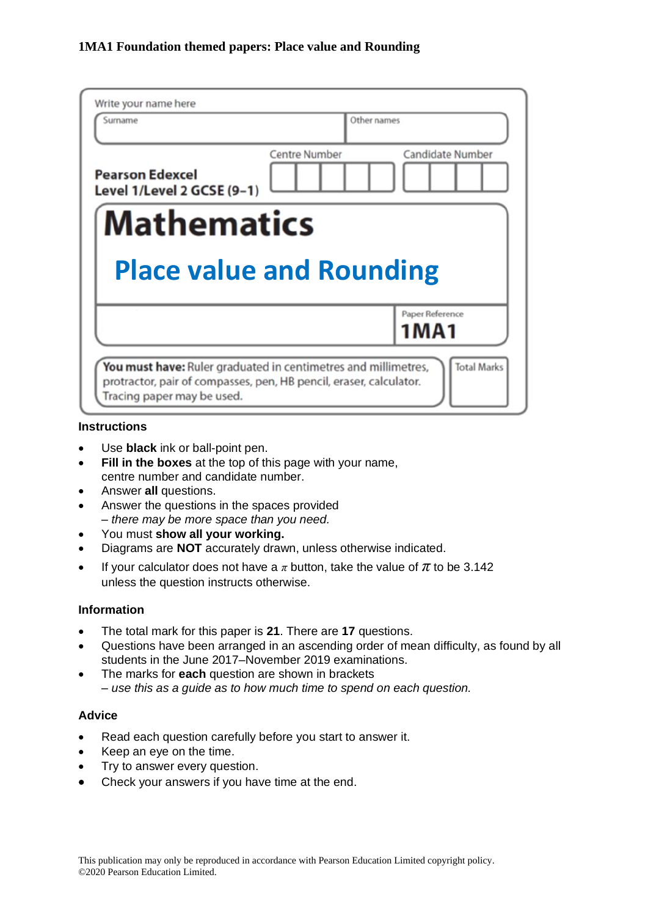**1MA1 Foundation themed papers: Place value and Rounding**

| Write your name here | |
|---|---|
| Surname | Other names |

| Pearson Edexcel Level 1/Level 2 GCSE (9–1) | Centre Number | Candidate Number |
|---|---|---|
| | | |

# Mathematics

## Place value and Rounding

| | Paper Reference |
|---|---|
| | **1MA1** |

| **You must have:** Ruler graduated in centimetres and millimetres, protractor, pair of compasses, pen, HB pencil, eraser, calculator. Tracing paper may be used. | Total Marks |
|---|---|
| | |

### Instructions

- Use **black** ink or ball-point pen.
- **Fill in the boxes** at the top of this page with your name, centre number and candidate number.
- Answer **all** questions.
- Answer the questions in the spaces provided
  *– there may be more space than you need.*
- You must **show all your working.**
- Diagrams are **NOT** accurately drawn, unless otherwise indicated.
- If your calculator does not have a $\pi$ button, take the value of $\pi$ to be 3.142 unless the question instructs otherwise.

### Information

- The total mark for this paper is **21**. There are **17** questions.
- Questions have been arranged in an ascending order of mean difficulty, as found by all students in the June 2017–November 2019 examinations.
- The marks for **each** question are shown in brackets
  *– use this as a guide as to how much time to spend on each question.*

### Advice

- Read each question carefully before you start to answer it.
- Keep an eye on the time.
- Try to answer every question.
- Check your answers if you have time at the end.

This publication may only be reproduced in accordance with Pearson Education Limited copyright policy.
©2020 Pearson Education Limited.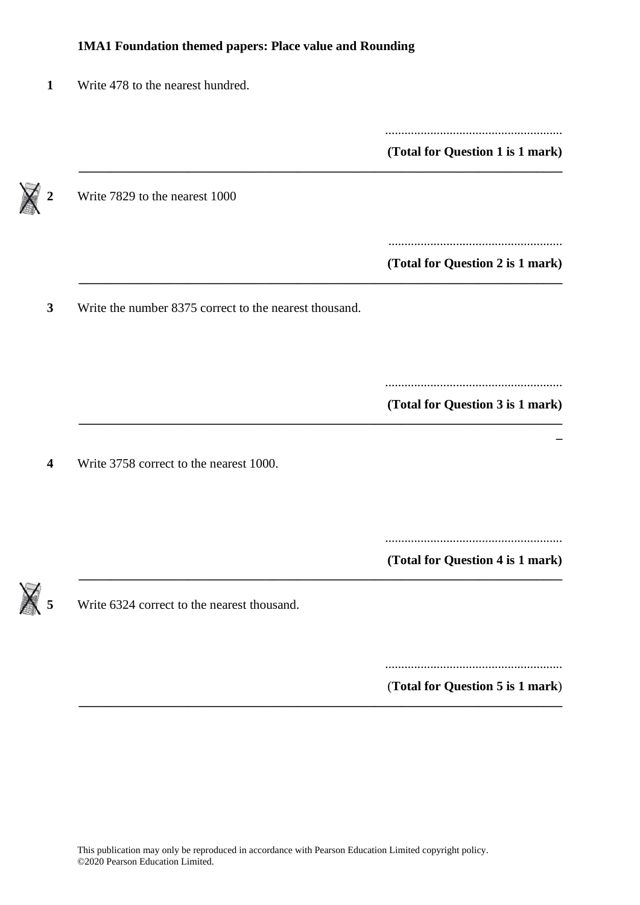**1MA1 Foundation themed papers: Place value and Rounding**

**1** Write 478 to the nearest hundred.

.......................................................

**(Total for Question 1 is 1 mark)**

---

**2** Write 7829 to the nearest 1000

.......................................................

**(Total for Question 2 is 1 mark)**

---

**3** Write the number 8375 correct to the nearest thousand.

.......................................................

**(Total for Question 3 is 1 mark)**

---

**4** Write 3758 correct to the nearest 1000.

.......................................................

**(Total for Question 4 is 1 mark)**

---

**5** Write 6324 correct to the nearest thousand.

.......................................................

(**Total for Question 5 is 1 mark**)

---

This publication may only be reproduced in accordance with Pearson Education Limited copyright policy.
©2020 Pearson Education Limited.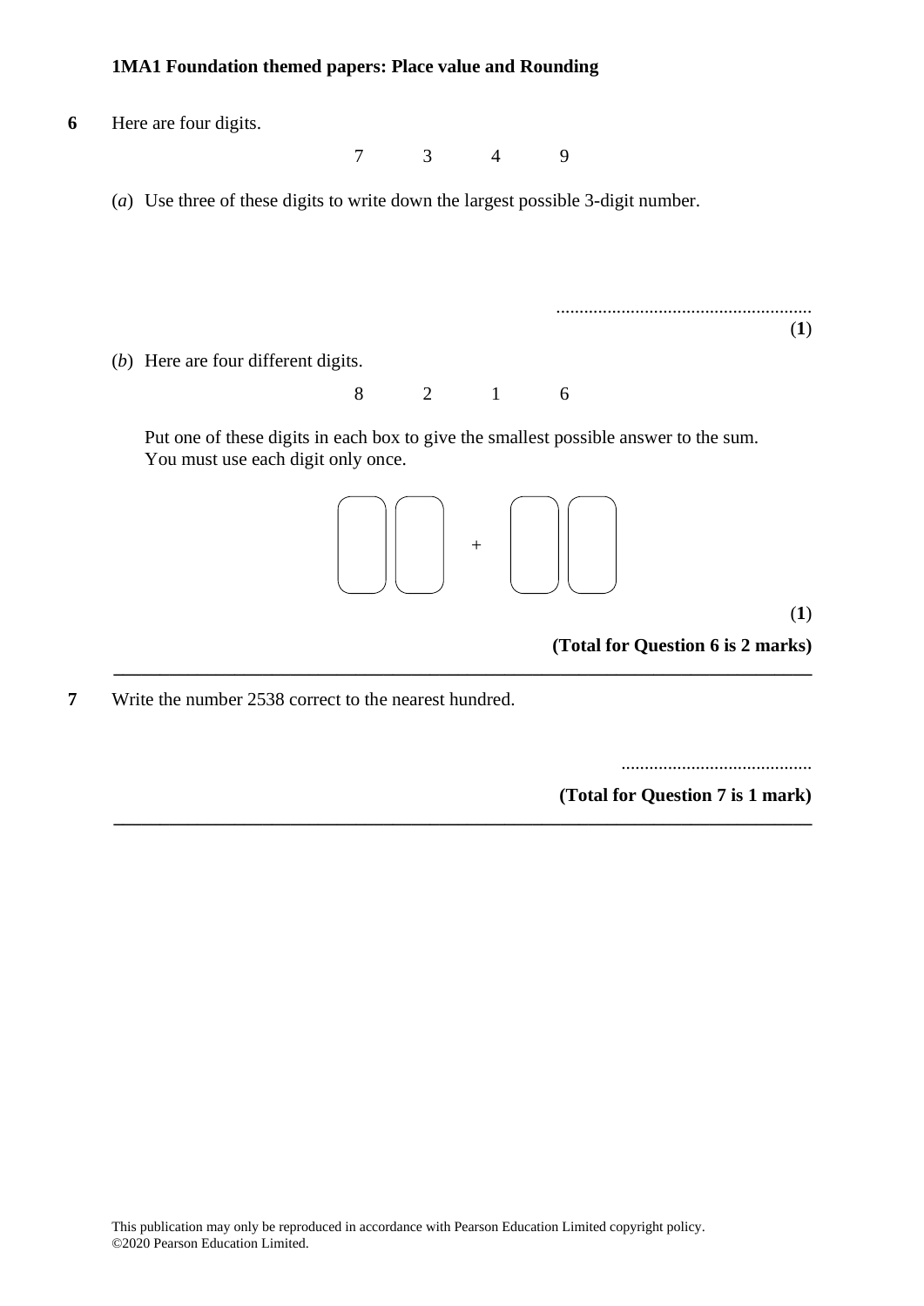**6** Here are four digits.

7 3 4 9

(*a*) Use three of these digits to write down the largest possible 3-digit number.

.......................................................

**(1)**

(*b*) Here are four different digits.

8 2 1 6

Put one of these digits in each box to give the smallest possible answer to the sum.
You must use each digit only once.

☐☐ + ☐☐

**(1)**

**(Total for Question 6 is 2 marks)**

---

**7** Write the number 2538 correct to the nearest hundred.

.........................................

**(Total for Question 7 is 1 mark)**

---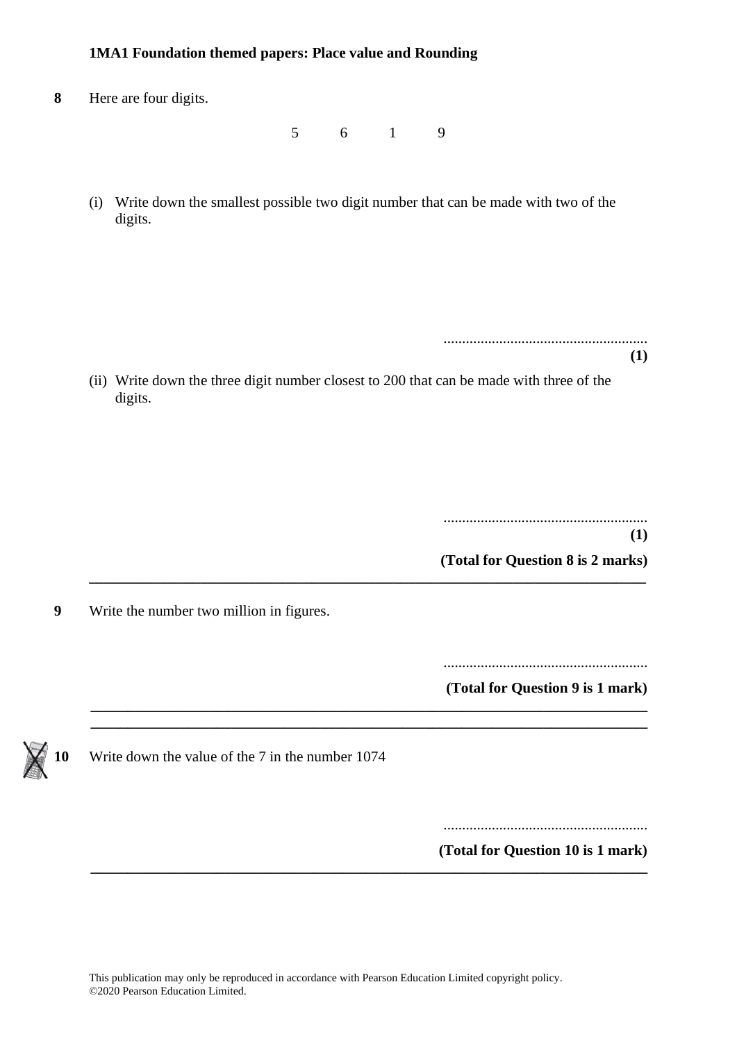**1MA1 Foundation themed papers: Place value and Rounding**

**8** Here are four digits.

5 6 1 9

(i) Write down the smallest possible two digit number that can be made with two of the digits.

.......................................................
**(1)**

(ii) Write down the three digit number closest to 200 that can be made with three of the digits.

.......................................................
**(1)**

**(Total for Question 8 is 2 marks)**

---

**9** Write the number two million in figures.

.......................................................

**(Total for Question 9 is 1 mark)**

---

**10** Write down the value of the 7 in the number 1074

.......................................................

**(Total for Question 10 is 1 mark)**

---

This publication may only be reproduced in accordance with Pearson Education Limited copyright policy.
©2020 Pearson Education Limited.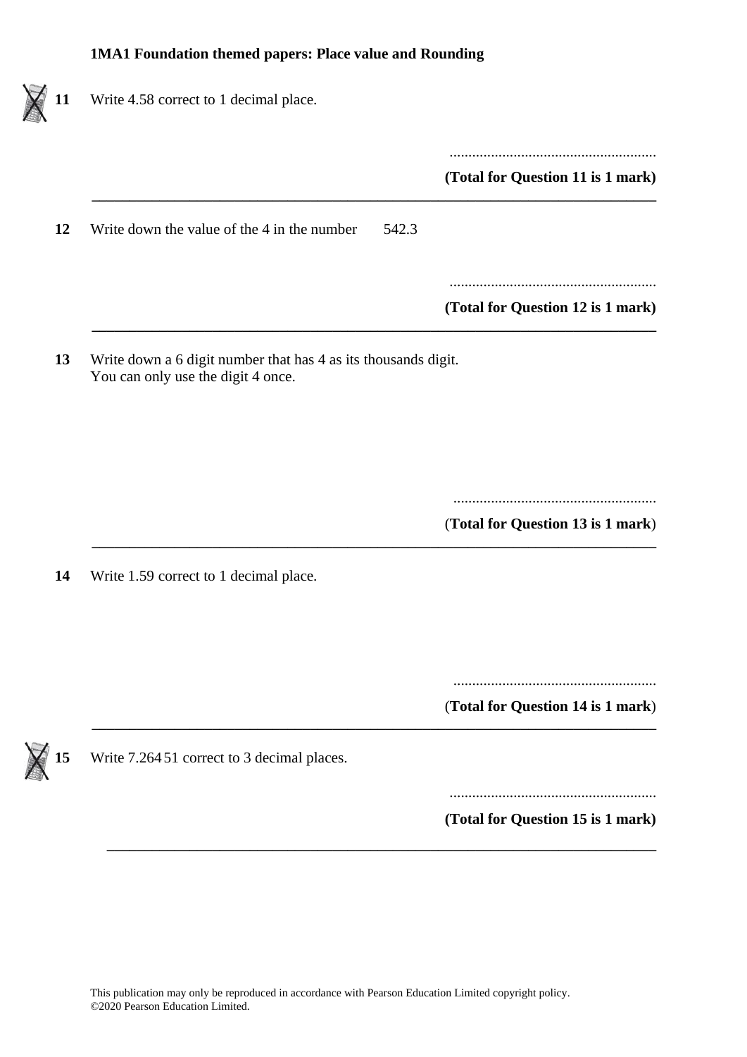**1MA1 Foundation themed papers: Place value and Rounding**

**11** Write 4.58 correct to 1 decimal place.

.......................................................

**(Total for Question 11 is 1 mark)**

---

**12** Write down the value of the 4 in the number 542.3

.......................................................

**(Total for Question 12 is 1 mark)**

---

**13** Write down a 6 digit number that has 4 as its thousands digit.
You can only use the digit 4 once.

.......................................................

(**Total for Question 13 is 1 mark**)

---

**14** Write 1.59 correct to 1 decimal place.

.......................................................

(**Total for Question 14 is 1 mark**)

---

**15** Write 7.264 51 correct to 3 decimal places.

.......................................................

**(Total for Question 15 is 1 mark)**

---

This publication may only be reproduced in accordance with Pearson Education Limited copyright policy.
©2020 Pearson Education Limited.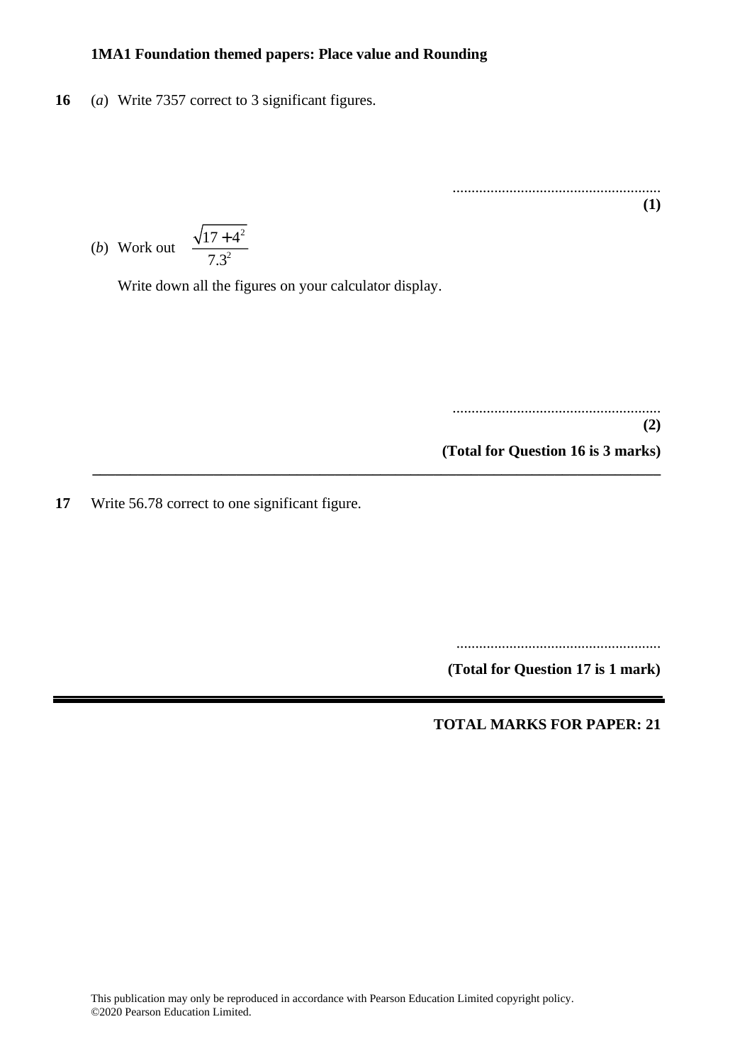**16** (*a*) Write 7357 correct to 3 significant figures.

......................................................
**(1)**

(*b*) Work out $\dfrac{\sqrt{17+4^2}}{7.3^2}$

Write down all the figures on your calculator display.

......................................................
**(2)**

**(Total for Question 16 is 3 marks)**

---

**17** Write 56.78 correct to one significant figure.

......................................................

**(Total for Question 17 is 1 mark)**

---

**TOTAL MARKS FOR PAPER: 21**

This publication may only be reproduced in accordance with Pearson Education Limited copyright policy.
©2020 Pearson Education Limited.